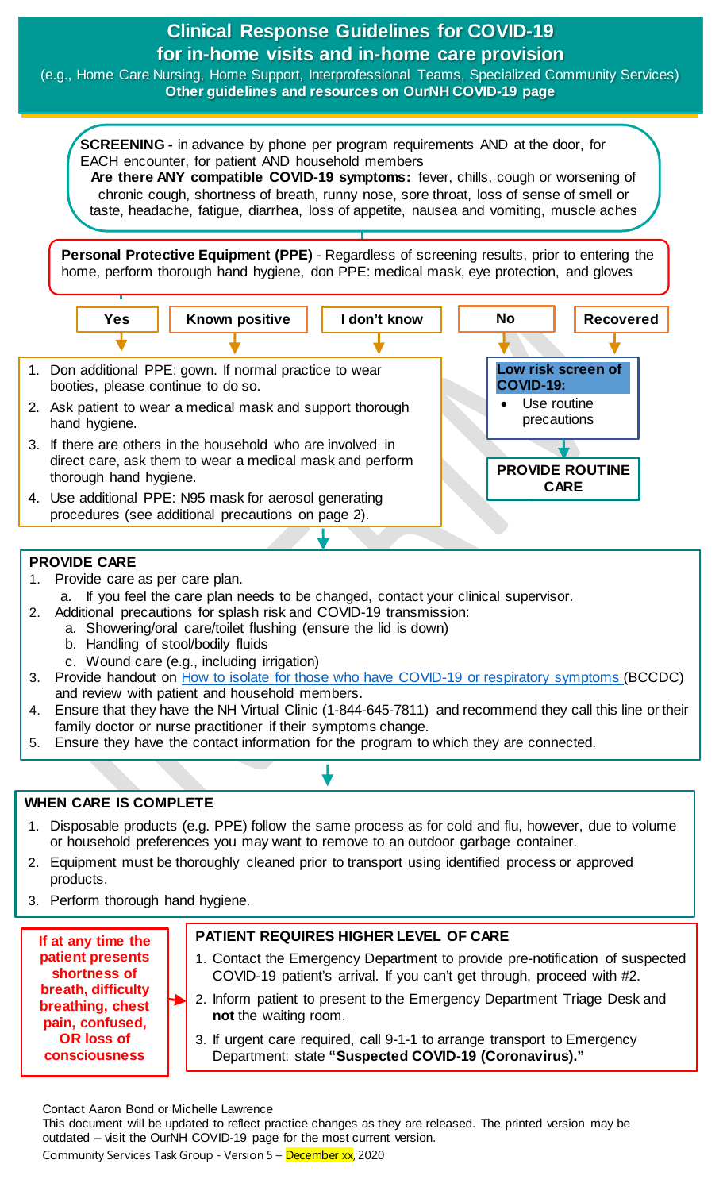# Clinical Response Guidelines for COVID-19 for in-home visits and in-home care provision

(e.g., Home Care Nursing, Home Support, Interprofessional Teams, Specialized Community Services)

**Other guidelines and resources on OurNH COVID-19 page**

**SCREENING -** in advance by phone per program requirements AND at the door, for EACH encounter, for patient AND household members

**Are there ANY compatible COVID-19 symptoms:** fever, chills, cough or worsening of chronic cough, shortness of breath, runny nose, sore throat, loss of sense of smell or taste, headache, fatigue, diarrhea, loss of appetite, nausea and vomiting, muscle aches

**Personal Protective Equipment (PPE)** - Regardless of screening results, prior to entering the home, perform thorough hand hygiene, don PPE: medical mask, eye protection, and gloves

**Yes** | **Known positive** | **I don't know**

1. Don additional PPE: gown. If normal practice to wear booties, please continue to do so.
2. Ask patient to wear a medical mask and support thorough hand hygiene.
3. If there are others in the household who are involved in direct care, ask them to wear a medical mask and perform thorough hand hygiene.
4. Use additional PPE: N95 mask for aerosol generating procedures (see additional precautions on page 2).

**No** | **Recovered**

**Low risk screen of COVID-19:**

- Use routine precautions

**PROVIDE ROUTINE CARE**

## PROVIDE CARE

1. Provide care as per care plan.
   a. If you feel the care plan needs to be changed, contact your clinical supervisor.
2. Additional precautions for splash risk and COVID-19 transmission:
   a. Showering/oral care/toilet flushing (ensure the lid is down)
   b. Handling of stool/bodily fluids
   c. Wound care (e.g., including irrigation)
3. Provide handout on How to isolate for those who have COVID-19 or respiratory symptoms (BCCDC) and review with patient and household members.
4. Ensure that they have the NH Virtual Clinic (1-844-645-7811) and recommend they call this line or their family doctor or nurse practitioner if their symptoms change.
5. Ensure they have the contact information for the program to which they are connected.

## WHEN CARE IS COMPLETE

1. Disposable products (e.g. PPE) follow the same process as for cold and flu, however, due to volume or household preferences you may want to remove to an outdoor garbage container.
2. Equipment must be thoroughly cleaned prior to transport using identified process or approved products.
3. Perform thorough hand hygiene.

**If at any time the patient presents shortness of breath, difficulty breathing, chest pain, confused, OR loss of consciousness**

## PATIENT REQUIRES HIGHER LEVEL OF CARE

1. Contact the Emergency Department to provide pre-notification of suspected COVID-19 patient's arrival. If you can't get through, proceed with #2.
2. Inform patient to present to the Emergency Department Triage Desk and **not** the waiting room.
3. If urgent care required, call 9-1-1 to arrange transport to Emergency Department: state **"Suspected COVID-19 (Coronavirus)."**

Contact Aaron Bond or Michelle Lawrence

This document will be updated to reflect practice changes as they are released. The printed version may be outdated – visit the OurNH COVID-19 page for the most current version.

Community Services Task Group - Version 5 – December xx, 2020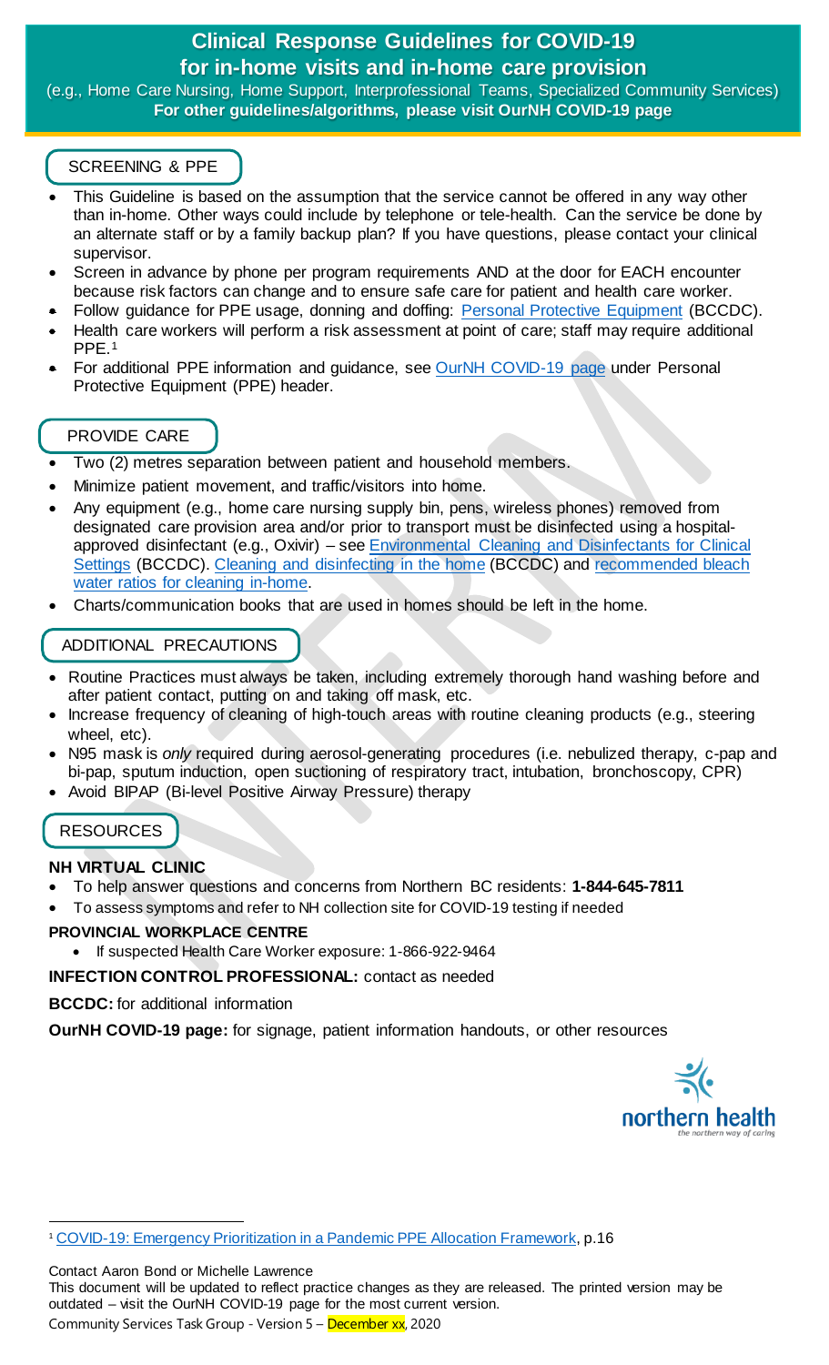# Clinical Response Guidelines for COVID-19 for in-home visits and in-home care provision

(e.g., Home Care Nursing, Home Support, Interprofessional Teams, Specialized Community Services)

**For other guidelines/algorithms, please visit OurNH COVID-19 page**

## SCREENING & PPE

- This Guideline is based on the assumption that the service cannot be offered in any way other than in-home. Other ways could include by telephone or tele-health. Can the service be done by an alternate staff or by a family backup plan? If you have questions, please contact your clinical supervisor.
- Screen in advance by phone per program requirements AND at the door for EACH encounter because risk factors can change and to ensure safe care for patient and health care worker.
- Follow guidance for PPE usage, donning and doffing: Personal Protective Equipment (BCCDC).
- Health care workers will perform a risk assessment at point of care; staff may require additional PPE.[1]
- For additional PPE information and guidance, see OurNH COVID-19 page under Personal Protective Equipment (PPE) header.

## PROVIDE CARE

- Two (2) metres separation between patient and household members.
- Minimize patient movement, and traffic/visitors into home.
- Any equipment (e.g., home care nursing supply bin, pens, wireless phones) removed from designated care provision area and/or prior to transport must be disinfected using a hospital-approved disinfectant (e.g., Oxivir) – see Environmental Cleaning and Disinfectants for Clinical Settings (BCCDC). Cleaning and disinfecting in the home (BCCDC) and recommended bleach water ratios for cleaning in-home.
- Charts/communication books that are used in homes should be left in the home.

## ADDITIONAL PRECAUTIONS

- Routine Practices must always be taken, including extremely thorough hand washing before and after patient contact, putting on and taking off mask, etc.
- Increase frequency of cleaning of high-touch areas with routine cleaning products (e.g., steering wheel, etc).
- N95 mask is *only* required during aerosol-generating procedures (i.e. nebulized therapy, c-pap and bi-pap, sputum induction, open suctioning of respiratory tract, intubation, bronchoscopy, CPR)
- Avoid BIPAP (Bi-level Positive Airway Pressure) therapy

## RESOURCES

**NH VIRTUAL CLINIC**

- To help answer questions and concerns from Northern BC residents: **1-844-645-7811**
- To assess symptoms and refer to NH collection site for COVID-19 testing if needed

**PROVINCIAL WORKPLACE CENTRE**

- If suspected Health Care Worker exposure: 1-866-922-9464

**INFECTION CONTROL PROFESSIONAL:** contact as needed

**BCCDC:** for additional information

**OurNH COVID-19 page:** for signage, patient information handouts, or other resources

[1] COVID-19: Emergency Prioritization in a Pandemic PPE Allocation Framework, p.16

Contact Aaron Bond or Michelle Lawrence

This document will be updated to reflect practice changes as they are released. The printed version may be outdated – visit the OurNH COVID-19 page for the most current version.

Community Services Task Group - Version 5 – December xx, 2020